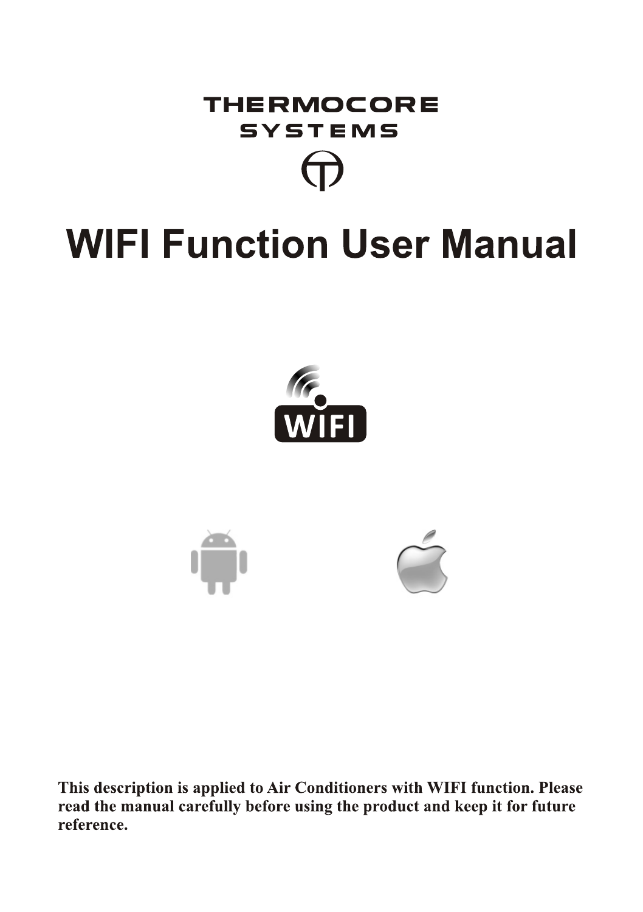THERMOCORE
SYSTEMS

# WIFI Function User Manual

**This description is applied to Air Conditioners with WIFI function. Please read the manual carefully before using the product and keep it for future reference.**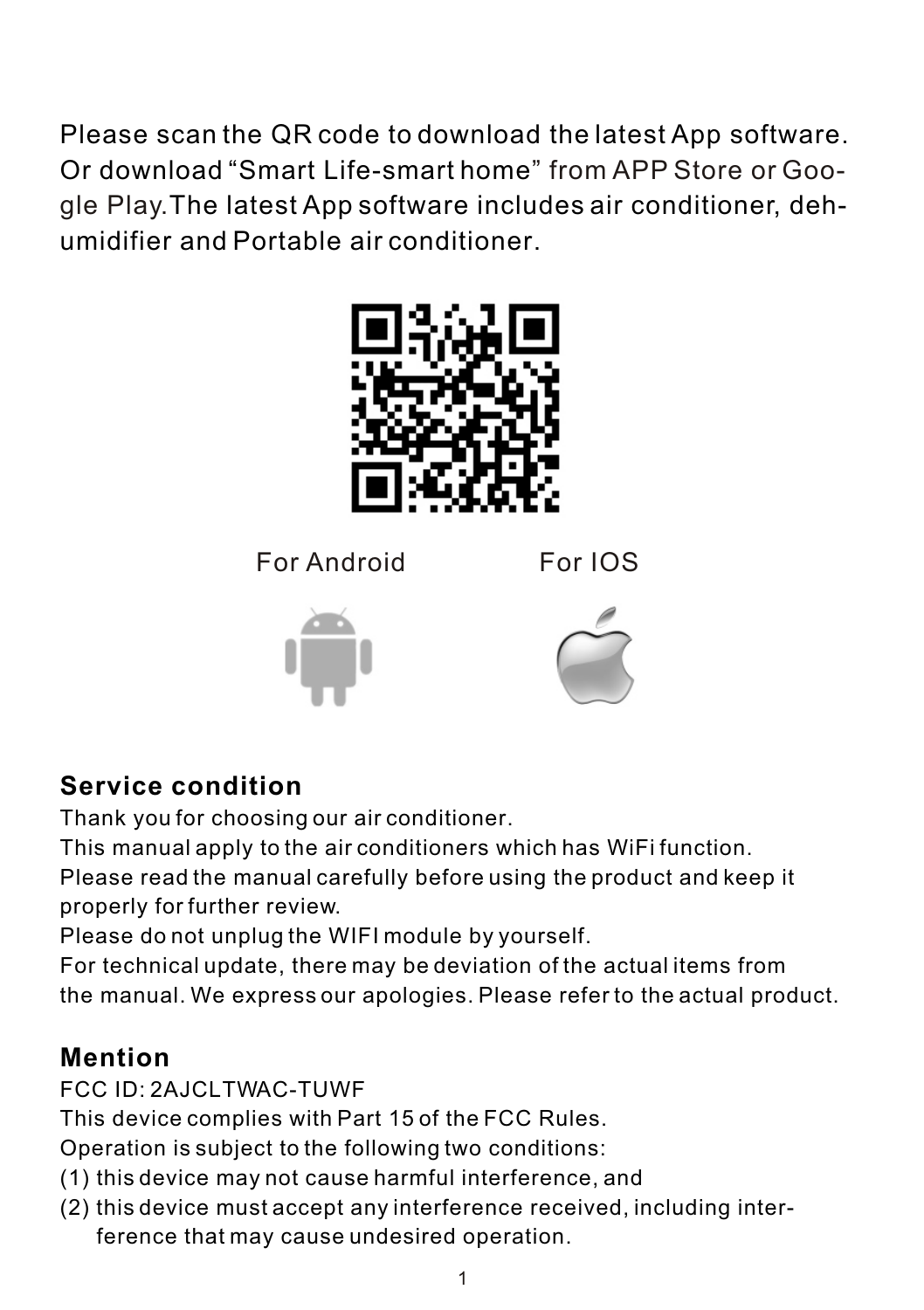Please scan the QR code to download the latest App software. Or download “Smart Life-smart home” from APP Store or Google Play.The latest App software includes air conditioner, dehumidifier and Portable air conditioner.

For Android        For IOS

## Service condition

Thank you for choosing our air conditioner.
This manual apply to the air conditioners which has WiFi function.
Please read the manual carefully before using the product and keep it properly for further review.
Please do not unplug the WIFI module by yourself.
For technical update, there may be deviation of the actual items from the manual. We express our apologies. Please refer to the actual product.

## Mention

FCC ID: 2AJCLTWAC-TUWF
This device complies with Part 15 of the FCC Rules.
Operation is subject to the following two conditions:

(1) this device may not cause harmful interference, and
(2) this device must accept any interference received, including interference that may cause undesired operation.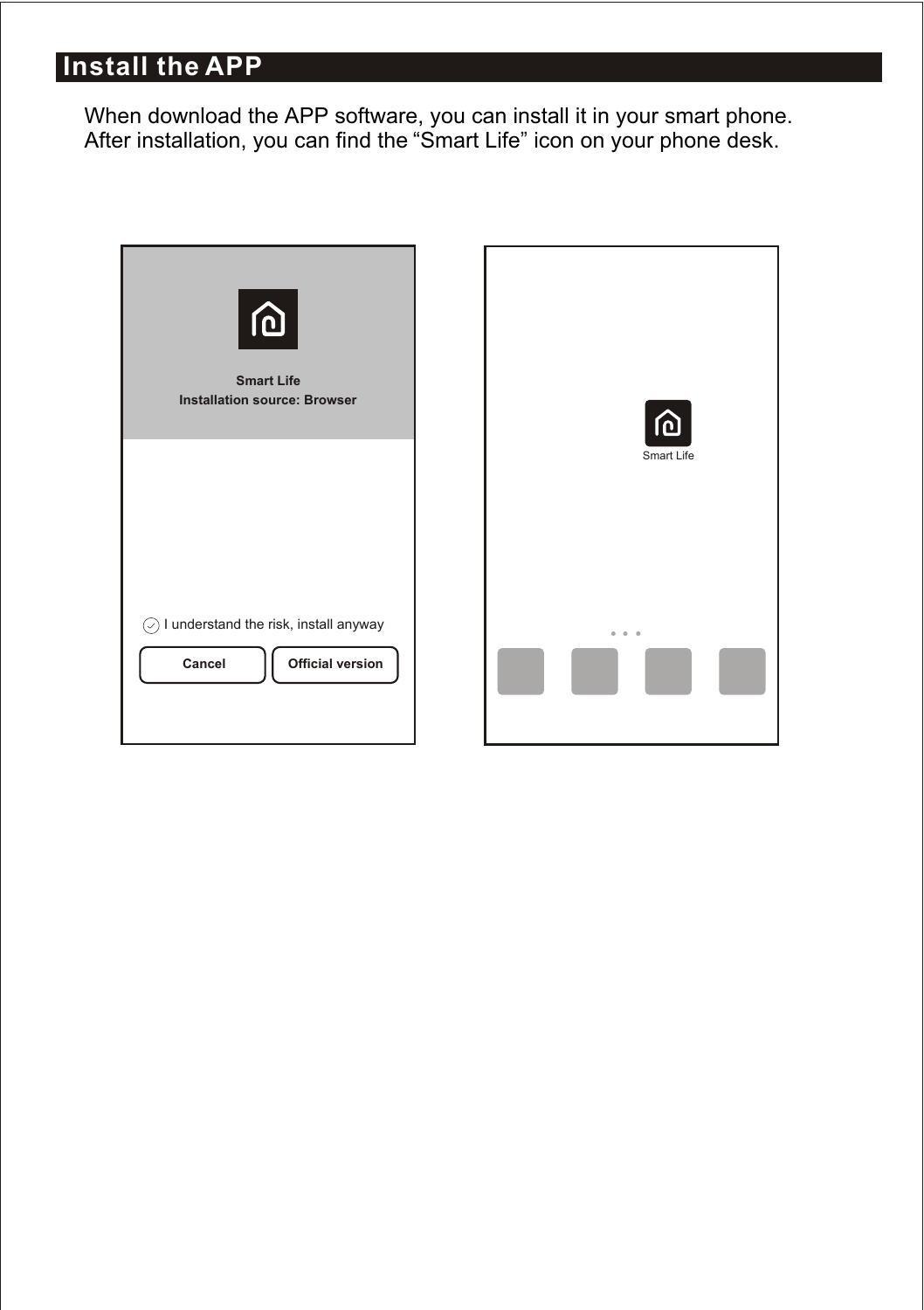# Install the APP

When download the APP software, you can install it in your smart phone.
After installation, you can find the “Smart Life” icon on your phone desk.

Smart Life
Installation source: Browser

I understand the risk, install anyway

Cancel | Official version

Smart Life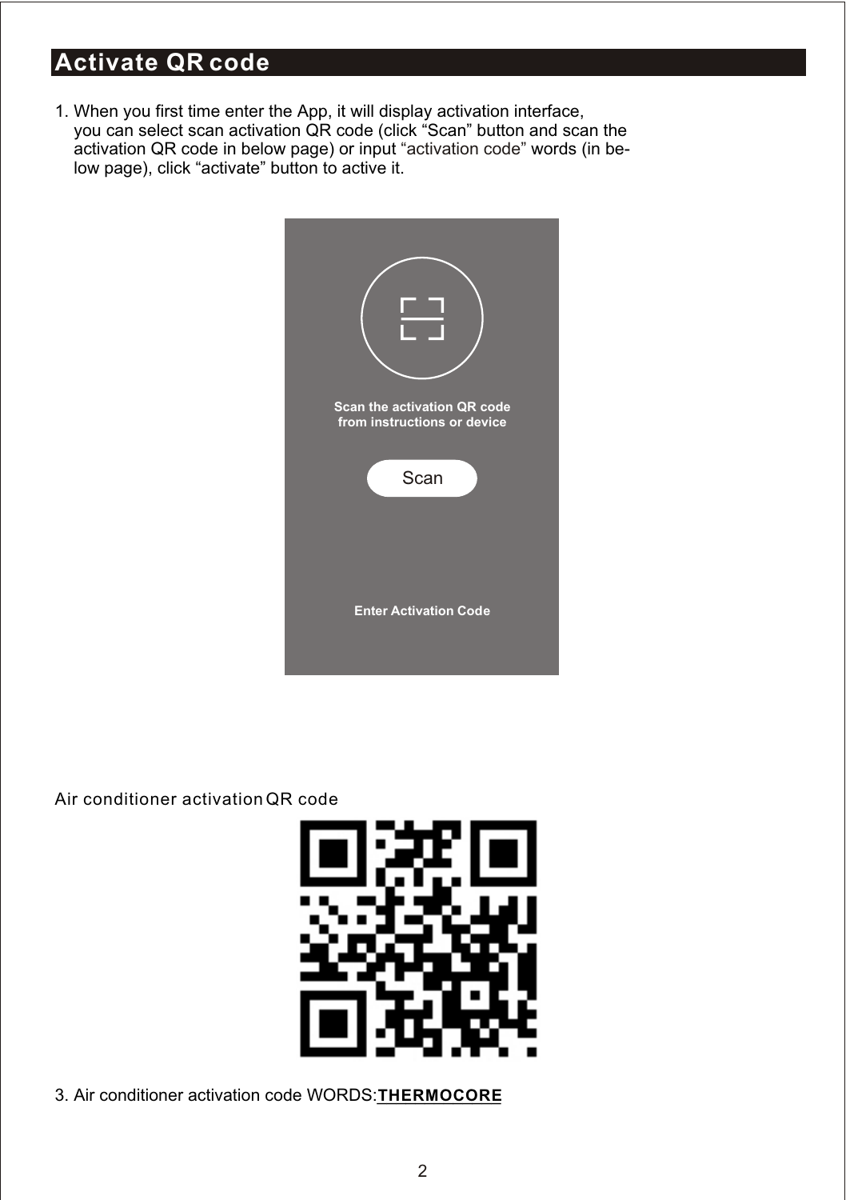# Activate QR code

1. When you first time enter the App, it will display activation interface, you can select scan activation QR code (click “Scan” button and scan the activation QR code in below page) or input “activation code” words (in below page), click “activate” button to active it.

Scan the activation QR code from instructions or device

Scan

Enter Activation Code

Air conditioner activation QR code

3. Air conditioner activation code WORDS:**THERMOCORE**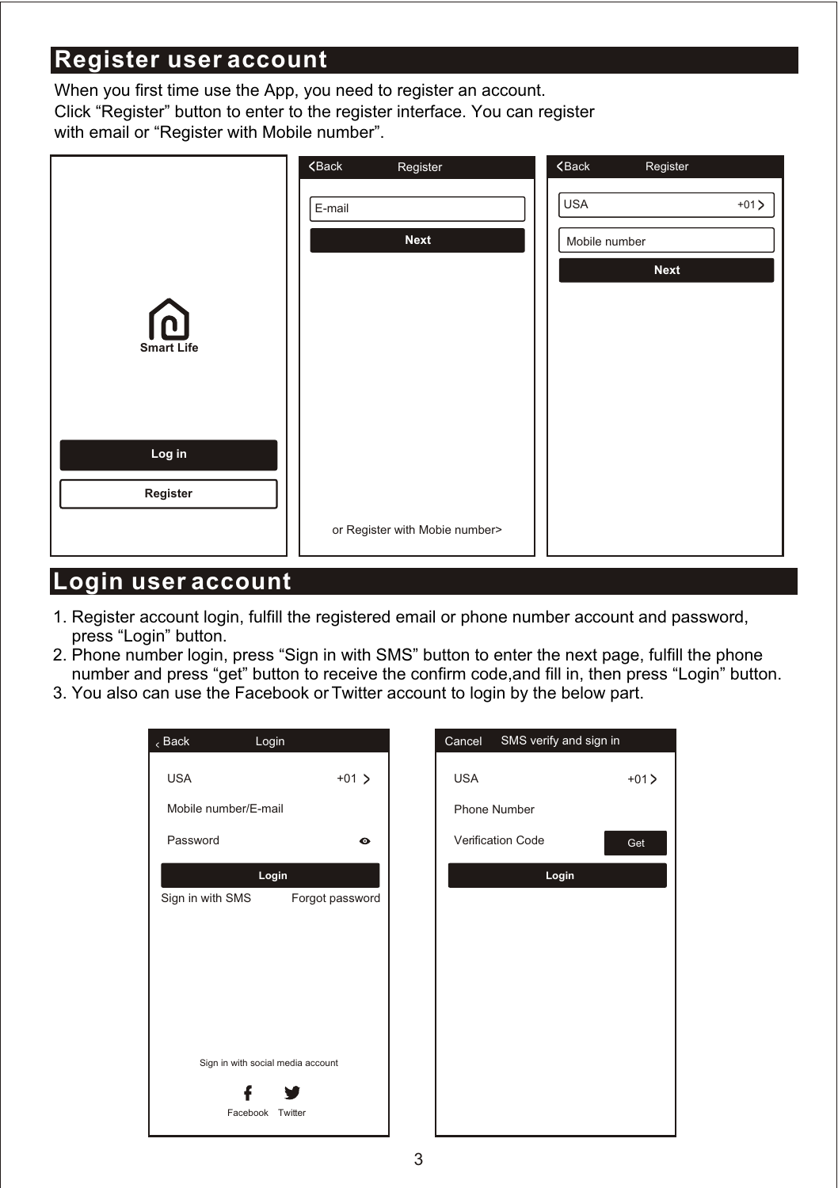## Register user account

When you first time use the App, you need to register an account.
Click “Register” button to enter to the register interface. You can register with email or “Register with Mobile number”.

Smart Life

Log in

Register

<Back Register

E-mail

Next

or Register with Mobie number>

<Back Register

USA +01 >

Mobile number

Next

## Login user account

1. Register account login, fulfill the registered email or phone number account and password, press “Login” button.
2. Phone number login, press “Sign in with SMS” button to enter the next page, fulfill the phone number and press “get” button to receive the confirm code,and fill in, then press “Login” button.
3. You also can use the Facebook or Twitter account to login by the below part.

< Back Login

USA +01 >

Mobile number/E-mail

Password

Login

Sign in with SMS Forgot password

Sign in with social media account

Facebook Twitter

Cancel SMS verify and sign in

USA +01 >

Phone Number

Verification Code Get

Login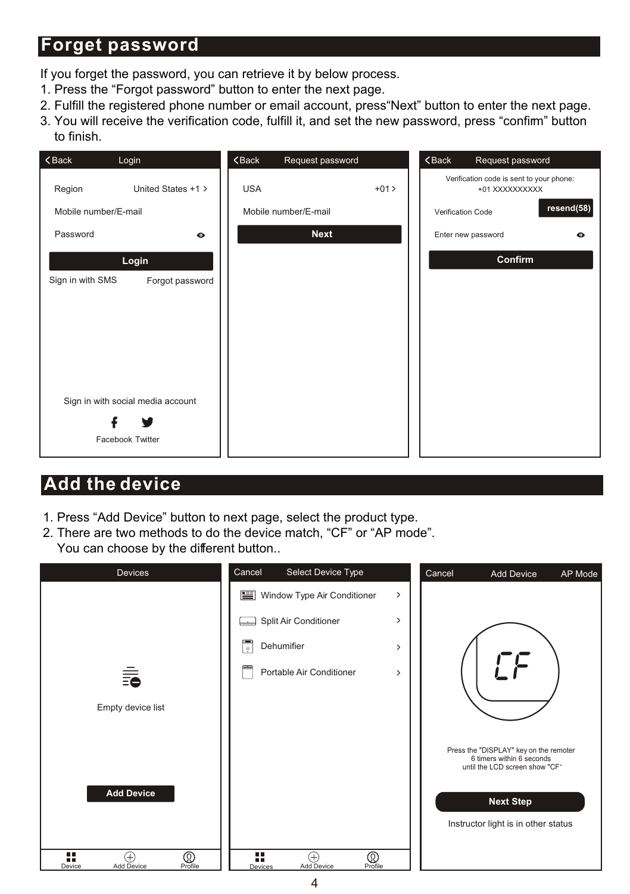# Forget password

If you forget the password, you can retrieve it by below process.

1. Press the “Forgot password” button to enter the next page.
2. Fulfill the registered phone number or email account, press“Next” button to enter the next page.
3. You will receive the verification code, fulfill it, and set the new password, press “confirm” button to finish.

**Back — Login**

Region — United States +1 >

Mobile number/E-mail

Password

**Login**

Sign in with SMS — Forgot password

Sign in with social media account

Facebook Twitter

**Back — Request password**

USA — +01 >

Mobile number/E-mail

**Next**

**Back — Request password**

Verification code is sent to your phone:
+01 XXXXXXXXXX

Verification Code — **resend(58)**

Enter new password

**Confirm**

# Add the device

1. Press “Add Device” button to next page, select the product type.
2. There are two methods to do the device match, “CF” or “AP mode”.
   You can choose by the different button..

**Devices**

Empty device list

**Add Device**

Device — Add Device — Profile

**Cancel — Select Device Type**

- Window Type Air Conditioner >
- Split Air Conditioner >
- Dehumifier >
- Portable Air Conditioner >

Devices — Add Device — Profile

**Cancel — Add Device — AP Mode**

CF

Press the "DISPLAY" key on the remoter
6 timers within 6 seconds
until the LCD screen show "CF"

**Next Step**

Instructor light is in other status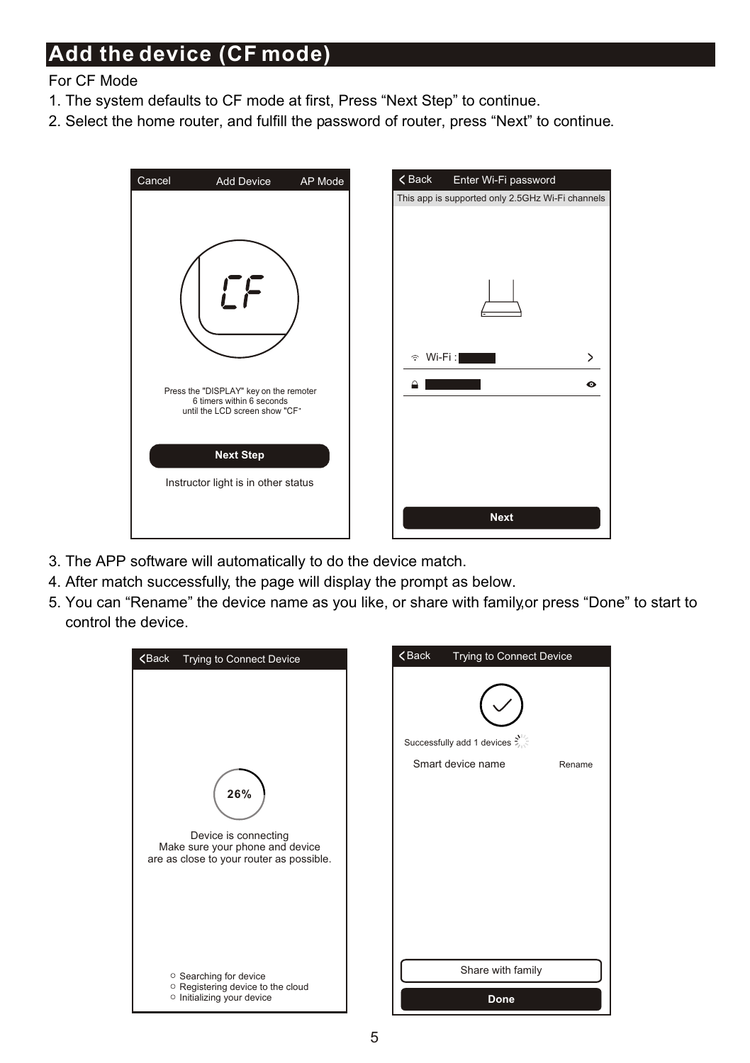# Add the device (CF mode)

For CF Mode

1. The system defaults to CF mode at first, Press “Next Step” to continue.
2. Select the home router, and fulfill the password of router, press “Next” to continue.

Cancel Add Device AP Mode

CF

Press the "DISPLAY" key on the remoter
6 timers within 6 seconds
until the LCD screen show "CF"

**Next Step**

Instructor light is in other status

< Back Enter Wi-Fi password

This app is supported only 2.5GHz Wi-Fi channels

Wi-Fi :

**Next**

3. The APP software will automatically to do the device match.
4. After match successfully, the page will display the prompt as below.
5. You can “Rename” the device name as you like, or share with family,or press “Done” to start to control the device.

< Back Trying to Connect Device

26%

Device is connecting
Make sure your phone and device
are as close to your router as possible.

- Searching for device
- Registering device to the cloud
- Initializing your device

< Back Trying to Connect Device

Successfully add 1 devices

Smart device name Rename

Share with family

**Done**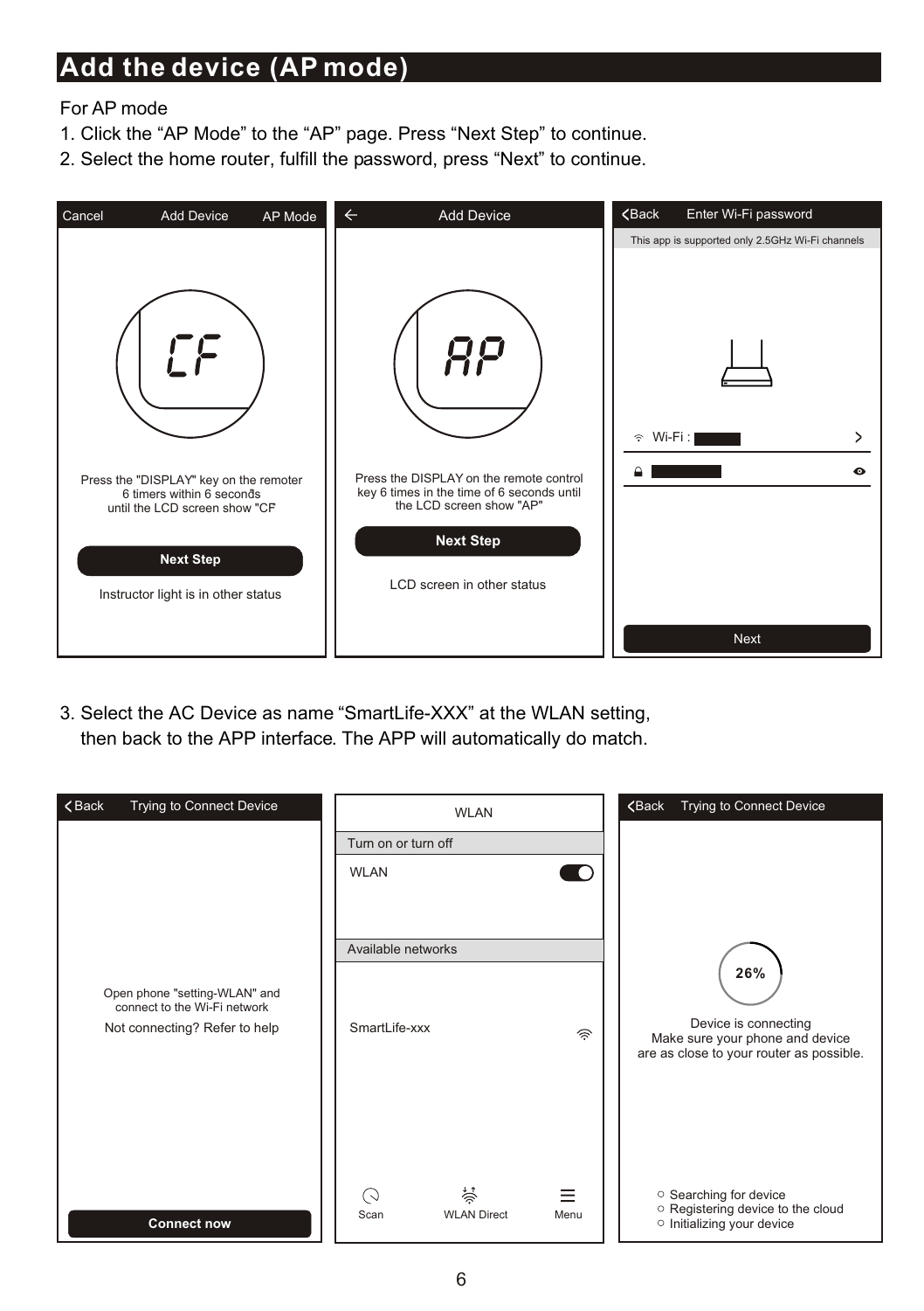# Add the device (AP mode)

For AP mode

1. Click the “AP Mode” to the “AP” page. Press “Next Step” to continue.
2. Select the home router, fulfill the password, press “Next” to continue.

Cancel Add Device AP Mode

CF

Press the "DISPLAY" key on the remoter 6 timers within 6 seconds until the LCD screen show "CF

Next Step

Instructor light is in other status

Add Device

AP

Press the DISPLAY on the remote control key 6 times in the time of 6 seconds until the LCD screen show "AP"

Next Step

LCD screen in other status

Back Enter Wi-Fi password

This app is supported only 2.5GHz Wi-Fi channels

Wi-Fi :

Next

3. Select the AC Device as name “SmartLife-XXX” at the WLAN setting, then back to the APP interface. The APP will automatically do match.

Back Trying to Connect Device

Open phone "setting-WLAN" and connect to the Wi-Fi network

Not connecting? Refer to help

Connect now

WLAN

Turn on or turn off

WLAN

Available networks

SmartLife-xxx

Scan WLAN Direct Menu

Back Trying to Connect Device

26%

Device is connecting
Make sure your phone and device are as close to your router as possible.

- Searching for device
- Registering device to the cloud
- Initializing your device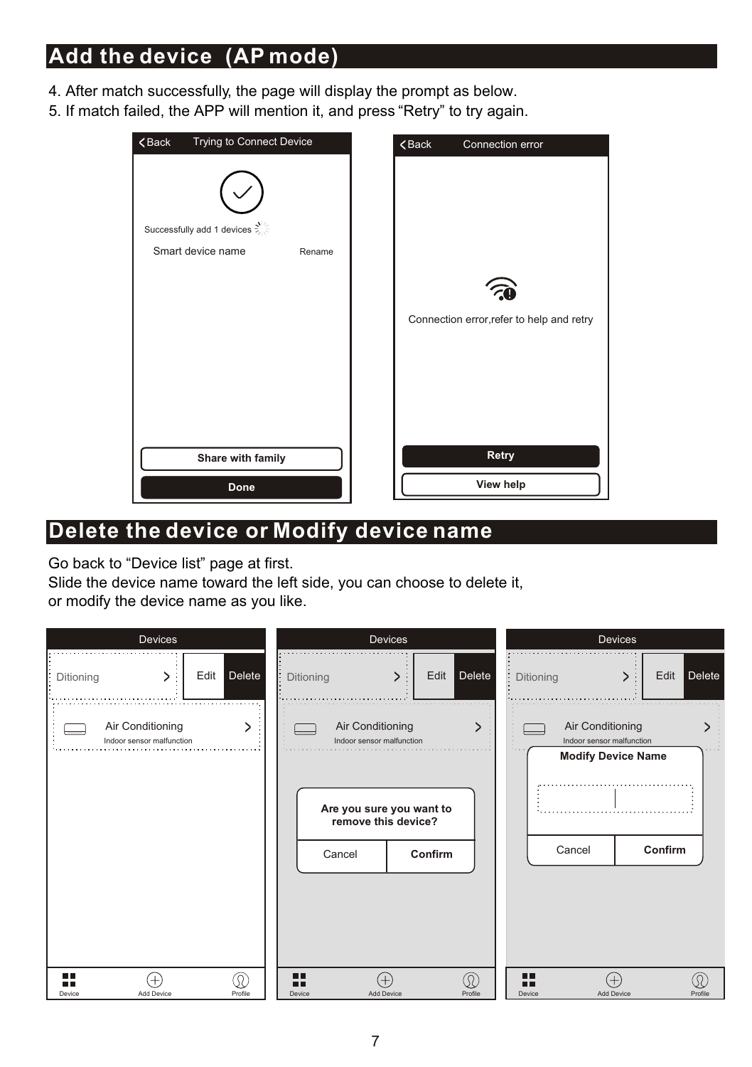## Add the device (AP mode)

4. After match successfully, the page will display the prompt as below.
5. If match failed, the APP will mention it, and press "Retry" to try again.

Back Trying to Connect Device

Successfully add 1 devices

Smart device name Rename

Share with family

Done

Back Connection error

Connection error,refer to help and retry

Retry

View help

## Delete the device or Modify device name

Go back to "Device list" page at first.
Slide the device name toward the left side, you can choose to delete it, or modify the device name as you like.

Devices

Ditioning Edit Delete

Air Conditioning
Indoor sensor malfunction

Device Add Device Profile

Devices

Ditioning Edit Delete

Air Conditioning
Indoor sensor malfunction

Are you sure you want to remove this device?

Cancel Confirm

Device Add Device Profile

Devices

Ditioning Edit Delete

Air Conditioning
Indoor sensor malfunction

Modify Device Name

Cancel Confirm

Device Add Device Profile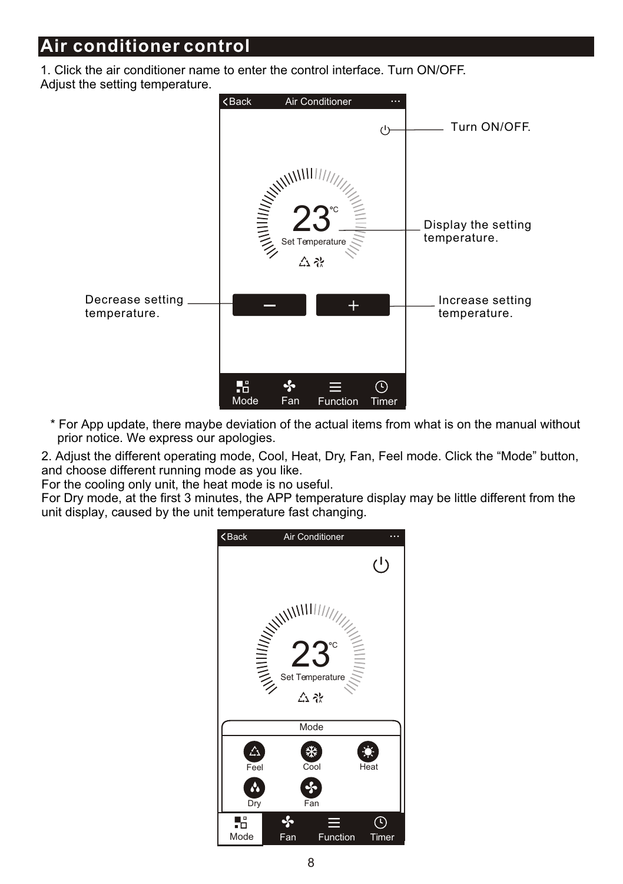# Air conditioner control

1. Click the air conditioner name to enter the control interface. Turn ON/OFF. Adjust the setting temperature.

Turn ON/OFF.

Display the setting temperature.

Decrease setting temperature.

Increase setting temperature.

\* For App update, there maybe deviation of the actual items from what is on the manual without prior notice. We express our apologies.

2. Adjust the different operating mode, Cool, Heat, Dry, Fan, Feel mode. Click the “Mode” button, and choose different running mode as you like.
For the cooling only unit, the heat mode is no useful.
For Dry mode, at the first 3 minutes, the APP temperature display may be little different from the unit display, caused by the unit temperature fast changing.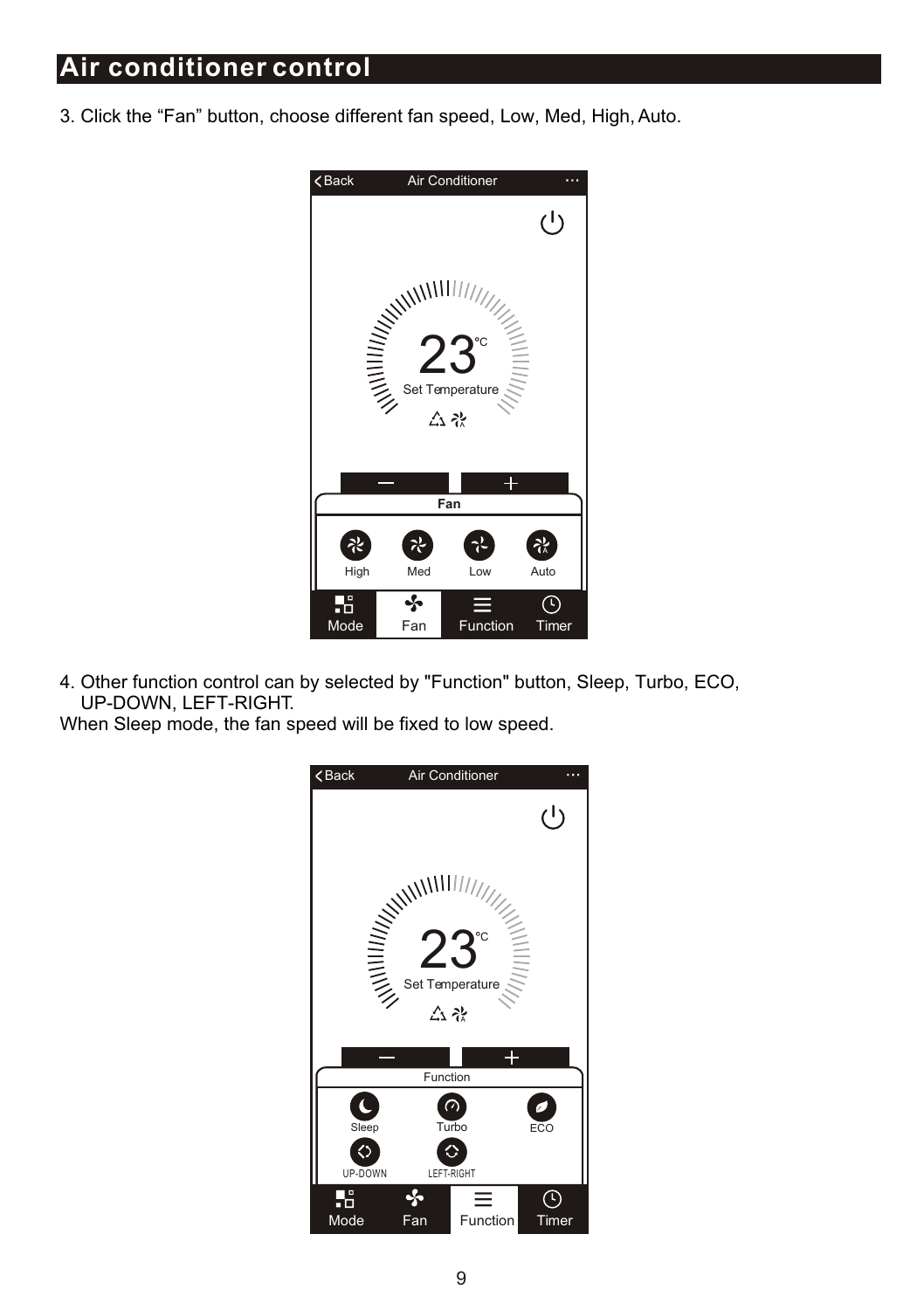# Air conditioner control

3. Click the “Fan” button, choose different fan speed, Low, Med, High, Auto.

4. Other function control can by selected by "Function" button, Sleep, Turbo, ECO, UP-DOWN, LEFT-RIGHT.

When Sleep mode, the fan speed will be fixed to low speed.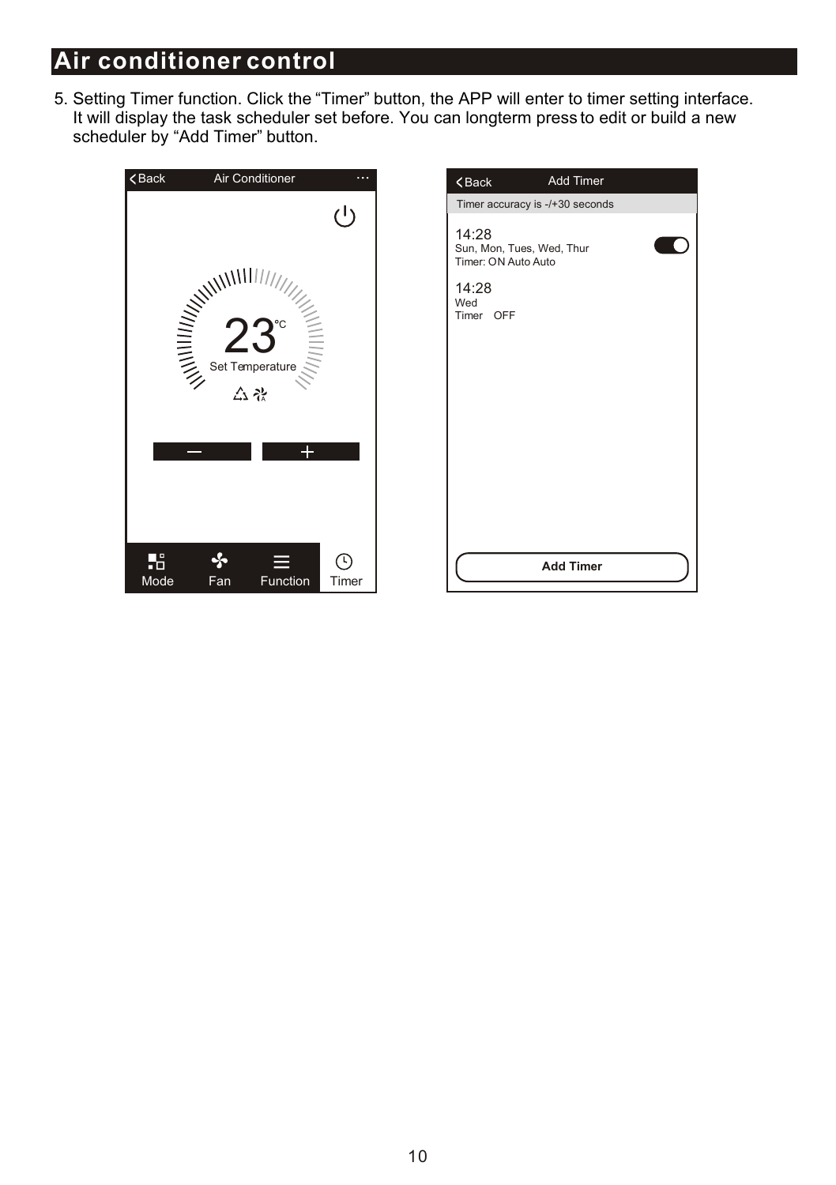# Air conditioner control

5. Setting Timer function. Click the “Timer” button, the APP will enter to timer setting interface. It will display the task scheduler set before. You can longterm press to edit or build a new scheduler by “Add Timer” button.

Back Air Conditioner ···

23℃

Set Temperature

−  +

Mode Fan Function Timer

Back Add Timer

Timer accuracy is -/+30 seconds

14:28
Sun, Mon, Tues, Wed, Thur
Timer: ON Auto Auto

14:28
Wed
Timer OFF

Add Timer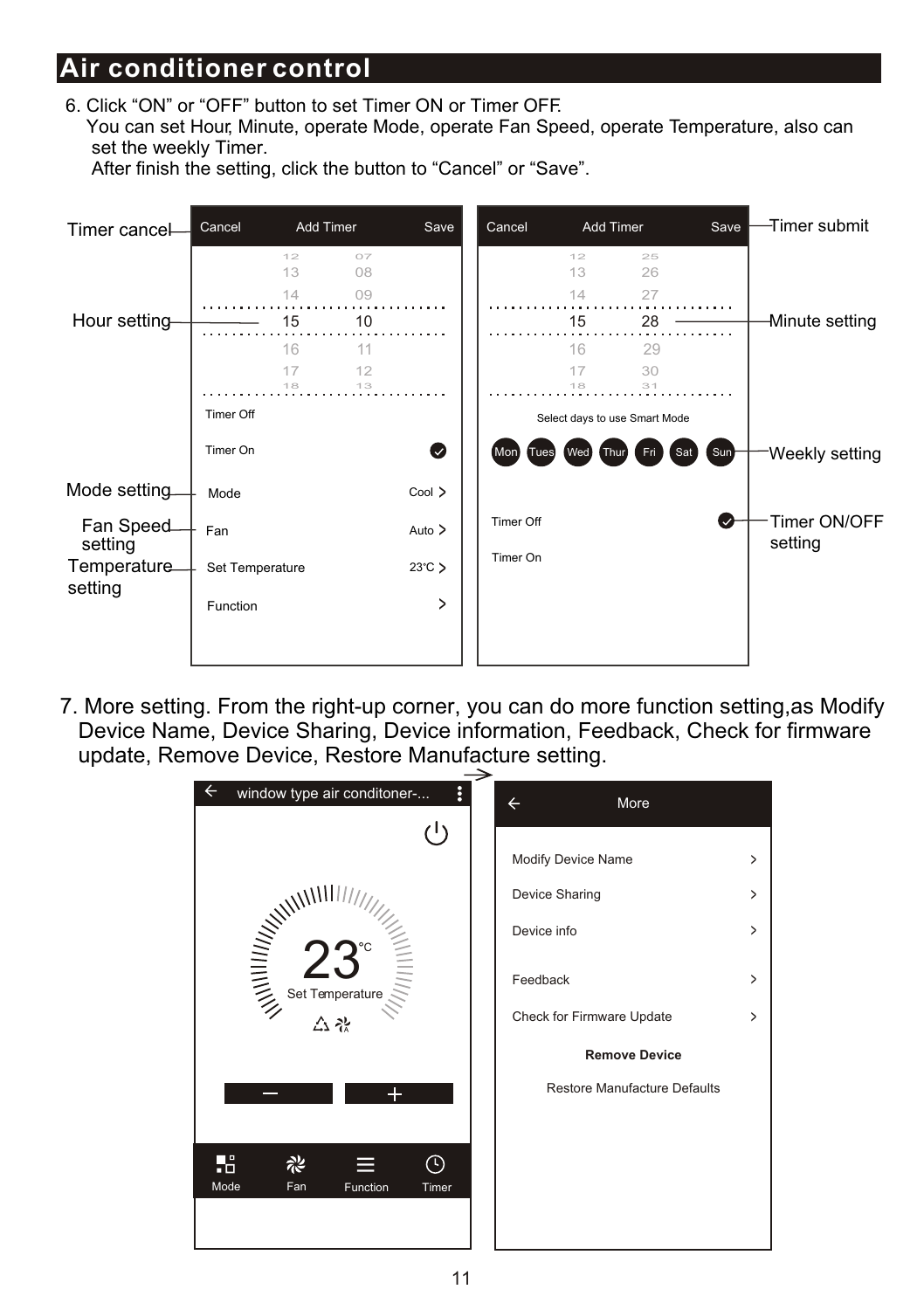## Air conditioner control

6. Click “ON” or “OFF” button to set Timer ON or Timer OFF.
   You can set Hour, Minute, operate Mode, operate Fan Speed, operate Temperature, also can set the weekly Timer.
   After finish the setting, click the button to “Cancel” or “Save”.

Timer cancel

Hour setting

Mode setting

Fan Speed setting

Temperature setting

Cancel Add Timer Save

12 07
13 08
14 09
15 10
16 11
17 12
18 13

Timer Off

Timer On

Mode Cool

Fan Auto

Set Temperature 23℃

Function

Cancel Add Timer Save

12 25
13 26
14 27
15 28
16 29
17 30
18 31

Select days to use Smart Mode

Mon Tues Wed Thur Fri Sat Sun

Timer Off

Timer On

Timer submit

Minute setting

Weekly setting

Timer ON/OFF setting

7. More setting. From the right-up corner, you can do more function setting,as Modify Device Name, Device Sharing, Device information, Feedback, Check for firmware update, Remove Device, Restore Manufacture setting.

window type air conditoner-...

23℃

Set Temperature

Mode Fan Function Timer

More

Modify Device Name

Device Sharing

Device info

Feedback

Check for Firmware Update

**Remove Device**

Restore Manufacture Defaults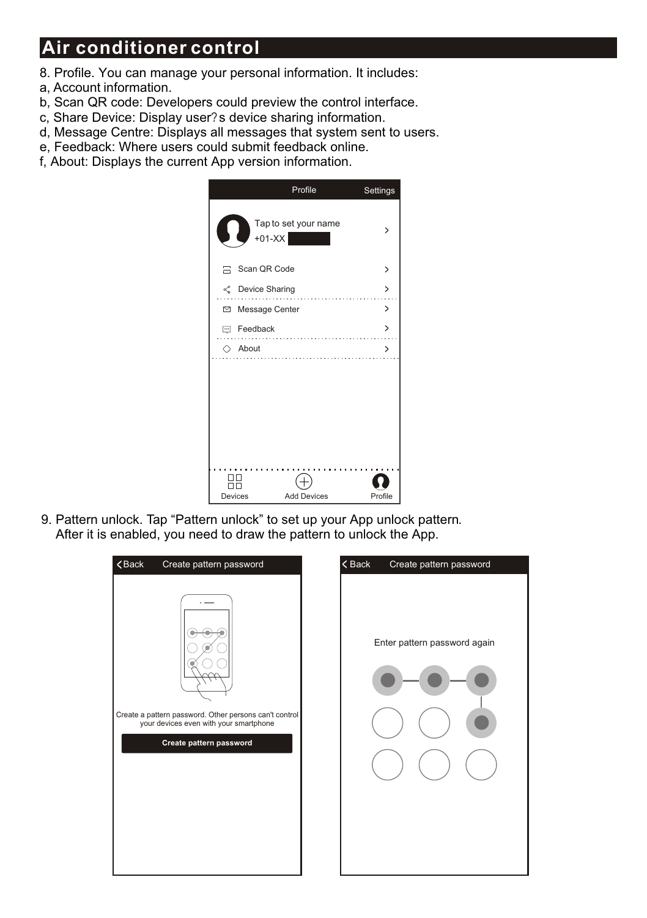# Air conditioner control

8. Profile. You can manage your personal information. It includes:
a, Account information.
b, Scan QR code: Developers could preview the control interface.
c, Share Device: Display user?s device sharing information.
d, Message Centre: Displays all messages that system sent to users.
e, Feedback: Where users could submit feedback online.
f, About: Displays the current App version information.

Profile | Settings

Tap to set your name
+01-XX

Scan QR Code
Device Sharing
Message Center
Feedback
About

Devices | Add Devices | Profile

9. Pattern unlock. Tap "Pattern unlock" to set up your App unlock pattern.
After it is enabled, you need to draw the pattern to unlock the App.

Back | Create pattern password

Create a pattern password. Other persons can't control your devices even with your smartphone

**Create pattern password**

Back | Create pattern password

Enter pattern password again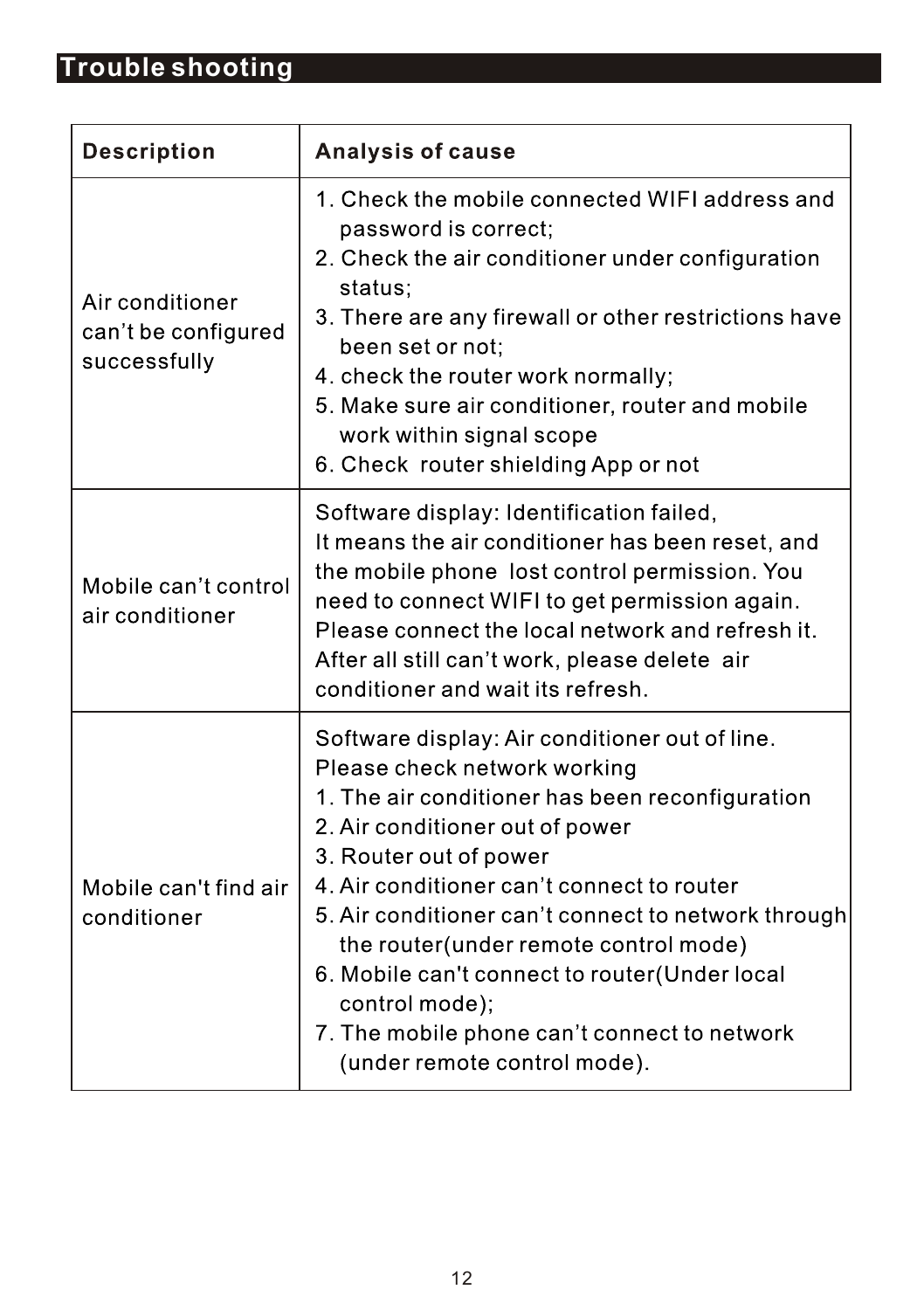# Trouble shooting

| Description | Analysis of cause |
|---|---|
| Air conditioner can't be configured successfully | 1. Check the mobile connected WIFI address and password is correct;<br>2. Check the air conditioner under configuration status;<br>3. There are any firewall or other restrictions have been set or not;<br>4. check the router work normally;<br>5. Make sure air conditioner, router and mobile work within signal scope<br>6. Check router shielding App or not |
| Mobile can't control air conditioner | Software display: Identification failed,<br>It means the air conditioner has been reset, and the mobile phone lost control permission. You need to connect WIFI to get permission again. Please connect the local network and refresh it. After all still can't work, please delete air conditioner and wait its refresh. |
| Mobile can't find air conditioner | Software display: Air conditioner out of line. Please check network working<br>1. The air conditioner has been reconfiguration<br>2. Air conditioner out of power<br>3. Router out of power<br>4. Air conditioner can't connect to router<br>5. Air conditioner can't connect to network through the router(under remote control mode)<br>6. Mobile can't connect to router(Under local control mode);<br>7. The mobile phone can't connect to network (under remote control mode). |